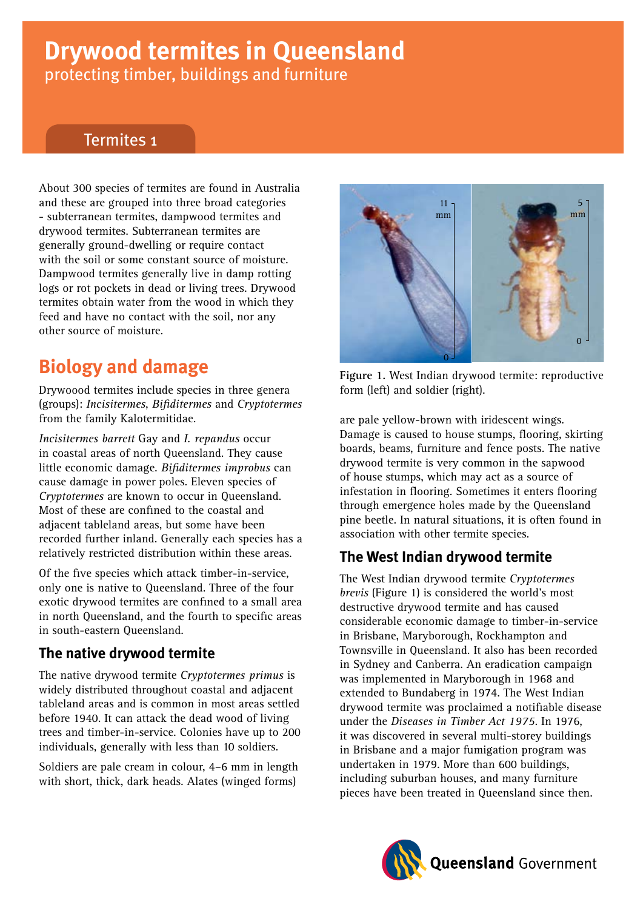# Drywood termites in Queensland

protecting timber, buildings and furniture

Termites 1

About 300 species of termites are found in Australia and these are grouped into three broad categories - subterranean termites, dampwood termites and drywood termites. Subterranean termites are generally ground-dwelling or require contact with the soil or some constant source of moisture. Dampwood termites generally live in damp rotting logs or rot pockets in dead or living trees. Drywood termites obtain water from the wood in which they feed and have no contact with the soil, nor any other source of moisture.

## Biology and damage

Drywoood termites include species in three genera (groups): *Incisitermes*, *Bifiditermes* and *Cryptotermes* from the family Kalotermitidae.

*Incisitermes barrett* Gay and *I. repandus* occur in coastal areas of north Queensland. They cause little economic damage. *Bifiditermes improbus* can cause damage in power poles. Eleven species of *Cryptotermes* are known to occur in Queensland. Most of these are confined to the coastal and adjacent tableland areas, but some have been recorded further inland. Generally each species has a relatively restricted distribution within these areas.

Of the five species which attack timber-in-service, only one is native to Queensland. Three of the four exotic drywood termites are confined to a small area in north Queensland, and the fourth to specific areas in south-eastern Queensland.

### The native drywood termite

The native drywood termite *Cryptotermes primus* is widely distributed throughout coastal and adjacent tableland areas and is common in most areas settled before 1940. It can attack the dead wood of living trees and timber-in-service. Colonies have up to 200 individuals, generally with less than 10 soldiers.

Soldiers are pale cream in colour, 4–6 mm in length with short, thick, dark heads. Alates (winged forms) are pale yellow-brown with iridescent wings. Damage is caused to house stumps, flooring, skirting boards, beams, furniture and fence posts. The native drywood termite is very common in the sapwood of house stumps, which may act as a source of infestation in flooring. Sometimes it enters flooring through emergence holes made by the Queensland pine beetle. In natural situations, it is often found in association with other termite species.

**Figure 1.** West Indian drywood termite: reproductive form (left) and soldier (right).

### The West Indian drywood termite

The West Indian drywood termite *Cryptotermes brevis* (Figure 1) is considered the world's most destructive drywood termite and has caused considerable economic damage to timber-in-service in Brisbane, Maryborough, Rockhampton and Townsville in Queensland. It also has been recorded in Sydney and Canberra. An eradication campaign was implemented in Maryborough in 1968 and extended to Bundaberg in 1974. The West Indian drywood termite was proclaimed a notifiable disease under the *Diseases in Timber Act 1975*. In 1976, it was discovered in several multi-storey buildings in Brisbane and a major fumigation program was undertaken in 1979. More than 600 buildings, including suburban houses, and many furniture pieces have been treated in Queensland since then.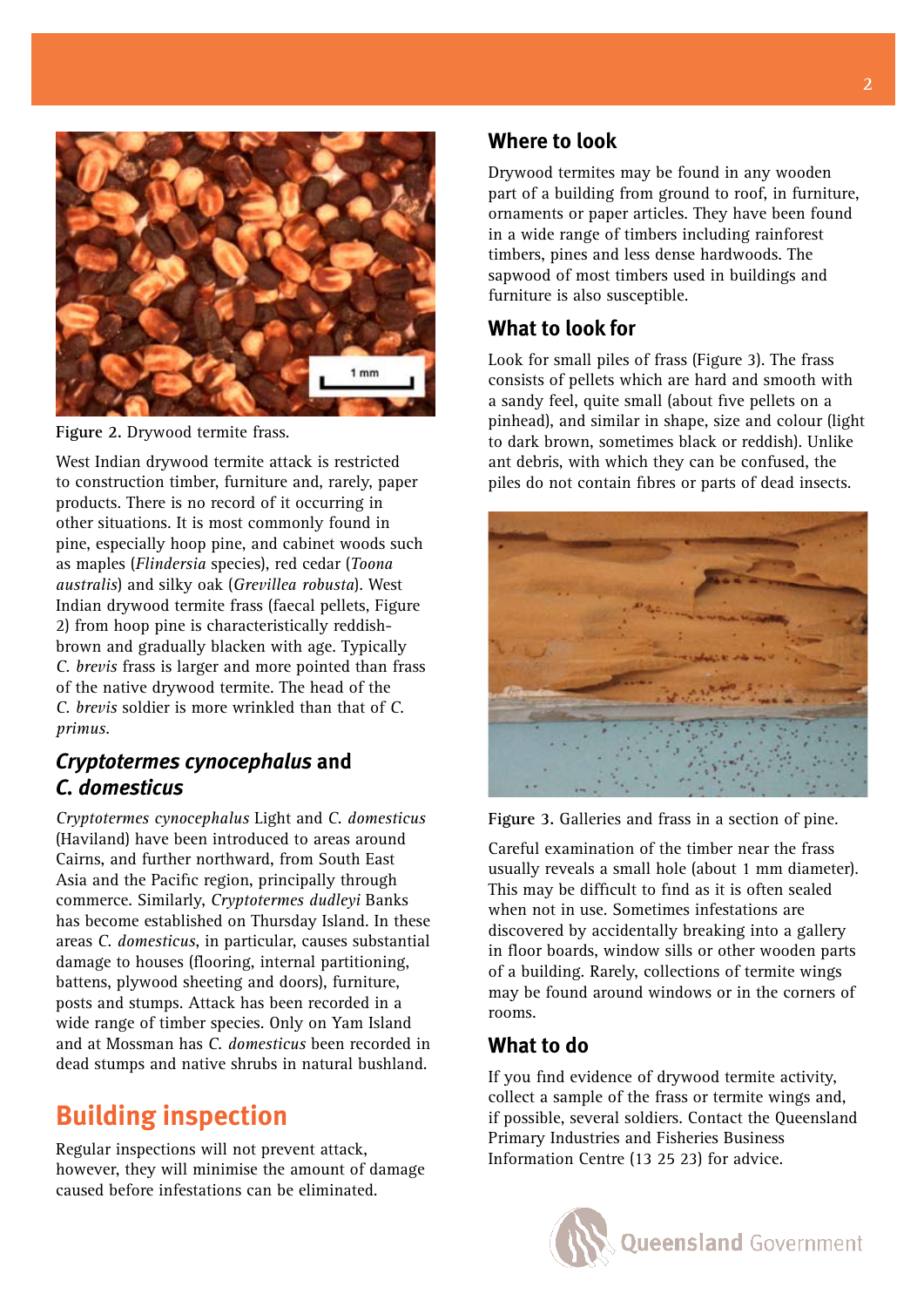Figure 2. Drywood termite frass.

West Indian drywood termite attack is restricted to construction timber, furniture and, rarely, paper products. There is no record of it occurring in other situations. It is most commonly found in pine, especially hoop pine, and cabinet woods such as maples (*Flindersia* species), red cedar (*Toona australis*) and silky oak (*Grevillea robusta*). West Indian drywood termite frass (faecal pellets, Figure 2) from hoop pine is characteristically reddish-brown and gradually blacken with age. Typically *C. brevis* frass is larger and more pointed than frass of the native drywood termite. The head of the *C. brevis* soldier is more wrinkled than that of *C. primus*.

### *Cryptotermes cynocephalus* and *C. domesticus*

*Cryptotermes cynocephalus* Light and *C. domesticus* (Haviland) have been introduced to areas around Cairns, and further northward, from South East Asia and the Pacific region, principally through commerce. Similarly, *Cryptotermes dudleyi* Banks has become established on Thursday Island. In these areas *C. domesticus*, in particular, causes substantial damage to houses (flooring, internal partitioning, battens, plywood sheeting and doors), furniture, posts and stumps. Attack has been recorded in a wide range of timber species. Only on Yam Island and at Mossman has *C. domesticus* been recorded in dead stumps and native shrubs in natural bushland.

## Building inspection

Regular inspections will not prevent attack, however, they will minimise the amount of damage caused before infestations can be eliminated.

### Where to look

Drywood termites may be found in any wooden part of a building from ground to roof, in furniture, ornaments or paper articles. They have been found in a wide range of timbers including rainforest timbers, pines and less dense hardwoods. The sapwood of most timbers used in buildings and furniture is also susceptible.

### What to look for

Look for small piles of frass (Figure 3). The frass consists of pellets which are hard and smooth with a sandy feel, quite small (about five pellets on a pinhead), and similar in shape, size and colour (light to dark brown, sometimes black or reddish). Unlike ant debris, with which they can be confused, the piles do not contain fibres or parts of dead insects.

Figure 3. Galleries and frass in a section of pine.

Careful examination of the timber near the frass usually reveals a small hole (about 1 mm diameter). This may be difficult to find as it is often sealed when not in use. Sometimes infestations are discovered by accidentally breaking into a gallery in floor boards, window sills or other wooden parts of a building. Rarely, collections of termite wings may be found around windows or in the corners of rooms.

### What to do

If you find evidence of drywood termite activity, collect a sample of the frass or termite wings and, if possible, several soldiers. Contact the Queensland Primary Industries and Fisheries Business Information Centre (13 25 23) for advice.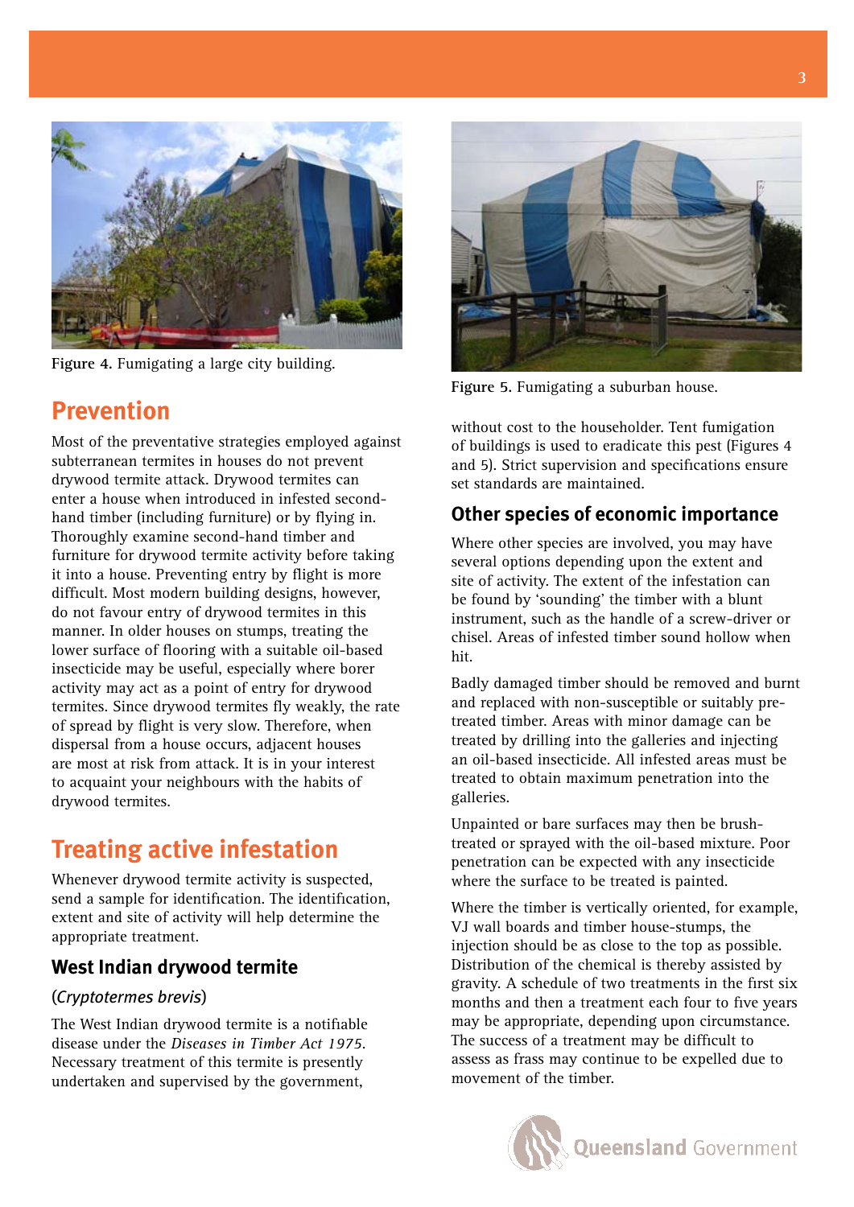Figure 4. Fumigating a large city building.

Figure 5. Fumigating a suburban house.

## Prevention

Most of the preventative strategies employed against subterranean termites in houses do not prevent drywood termite attack. Drywood termites can enter a house when introduced in infested second-hand timber (including furniture) or by flying in. Thoroughly examine second-hand timber and furniture for drywood termite activity before taking it into a house. Preventing entry by flight is more difficult. Most modern building designs, however, do not favour entry of drywood termites in this manner. In older houses on stumps, treating the lower surface of flooring with a suitable oil-based insecticide may be useful, especially where borer activity may act as a point of entry for drywood termites. Since drywood termites fly weakly, the rate of spread by flight is very slow. Therefore, when dispersal from a house occurs, adjacent houses are most at risk from attack. It is in your interest to acquaint your neighbours with the habits of drywood termites.

## Treating active infestation

Whenever drywood termite activity is suspected, send a sample for identification. The identification, extent and site of activity will help determine the appropriate treatment.

### West Indian drywood termite

(*Cryptotermes brevis*)

The West Indian drywood termite is a notifiable disease under the *Diseases in Timber Act 1975*. Necessary treatment of this termite is presently undertaken and supervised by the government, without cost to the householder. Tent fumigation of buildings is used to eradicate this pest (Figures 4 and 5). Strict supervision and specifications ensure set standards are maintained.

### Other species of economic importance

Where other species are involved, you may have several options depending upon the extent and site of activity. The extent of the infestation can be found by 'sounding' the timber with a blunt instrument, such as the handle of a screw-driver or chisel. Areas of infested timber sound hollow when hit.

Badly damaged timber should be removed and burnt and replaced with non-susceptible or suitably pre-treated timber. Areas with minor damage can be treated by drilling into the galleries and injecting an oil-based insecticide. All infested areas must be treated to obtain maximum penetration into the galleries.

Unpainted or bare surfaces may then be brush-treated or sprayed with the oil-based mixture. Poor penetration can be expected with any insecticide where the surface to be treated is painted.

Where the timber is vertically oriented, for example, VJ wall boards and timber house-stumps, the injection should be as close to the top as possible. Distribution of the chemical is thereby assisted by gravity. A schedule of two treatments in the first six months and then a treatment each four to five years may be appropriate, depending upon circumstance. The success of a treatment may be difficult to assess as frass may continue to be expelled due to movement of the timber.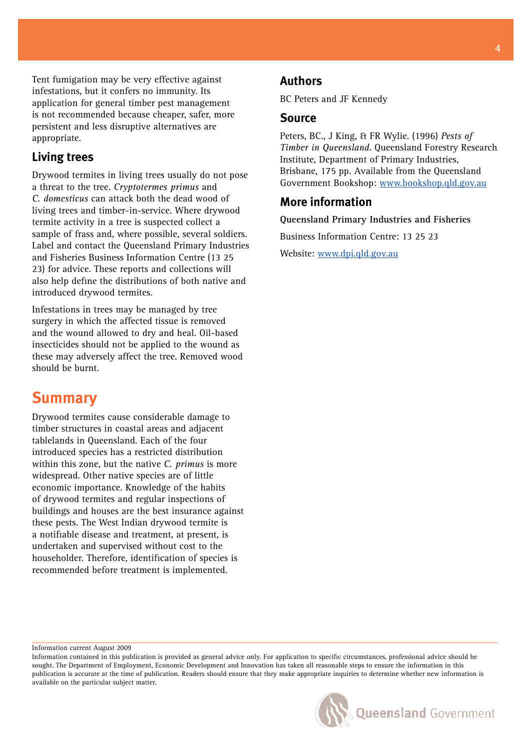Tent fumigation may be very effective against infestations, but it confers no immunity. Its application for general timber pest management is not recommended because cheaper, safer, more persistent and less disruptive alternatives are appropriate.

### Living trees

Drywood termites in living trees usually do not pose a threat to the tree. *Cryptotermes primus* and *C. domesticus* can attack both the dead wood of living trees and timber-in-service. Where drywood termite activity in a tree is suspected collect a sample of frass and, where possible, several soldiers. Label and contact the Queensland Primary Industries and Fisheries Business Information Centre (13 25 23) for advice. These reports and collections will also help define the distributions of both native and introduced drywood termites.

Infestations in trees may be managed by tree surgery in which the affected tissue is removed and the wound allowed to dry and heal. Oil-based insecticides should not be applied to the wound as these may adversely affect the tree. Removed wood should be burnt.

## Summary

Drywood termites cause considerable damage to timber structures in coastal areas and adjacent tablelands in Queensland. Each of the four introduced species has a restricted distribution within this zone, but the native *C. primus* is more widespread. Other native species are of little economic importance. Knowledge of the habits of drywood termites and regular inspections of buildings and houses are the best insurance against these pests. The West Indian drywood termite is a notifiable disease and treatment, at present, is undertaken and supervised without cost to the householder. Therefore, identification of species is recommended before treatment is implemented.

### Authors

BC Peters and JF Kennedy

### Source

Peters, BC., J King, & FR Wylie. (1996) *Pests of Timber in Queensland.* Queensland Forestry Research Institute, Department of Primary Industries, Brisbane, 175 pp. Available from the Queensland Government Bookshop: www.bookshop.qld.gov.au

### More information

**Queensland Primary Industries and Fisheries**

Business Information Centre: 13 25 23

Website: www.dpi.qld.gov.au

Information current August 2009

Information contained in this publication is provided as general advice only. For application to specific circumstances, professional advice should be sought. The Department of Employment, Economic Development and Innovation has taken all reasonable steps to ensure the information in this publication is accurate at the time of publication. Readers should ensure that they make appropriate inquiries to determine whether new information is available on the particular subject matter.